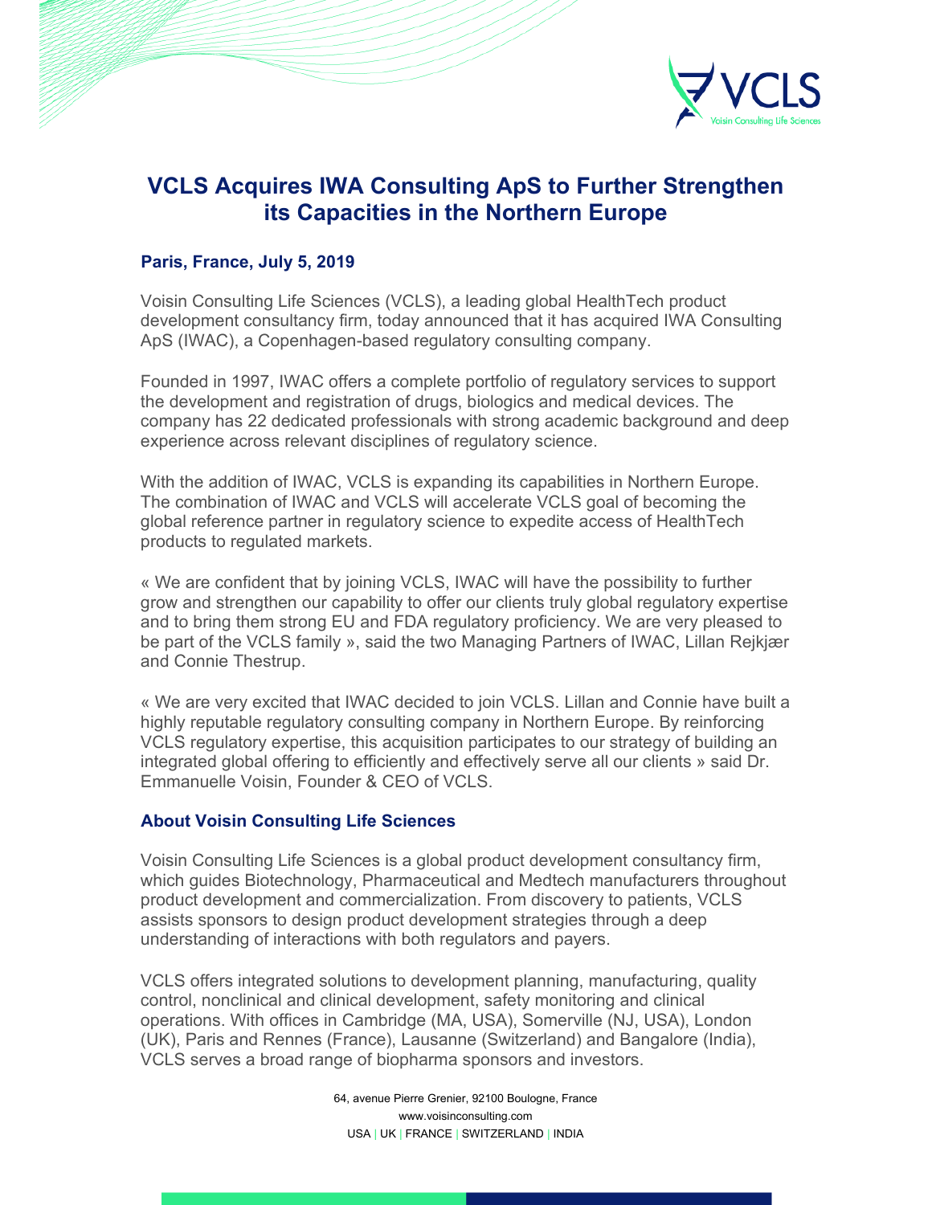# VCLS Acquires IWA Consulting ApS to Further Strengthen its Capacities in the Northern Europe

**Paris, France, July 5, 2019**

Voisin Consulting Life Sciences (VCLS), a leading global HealthTech product development consultancy firm, today announced that it has acquired IWA Consulting ApS (IWAC), a Copenhagen-based regulatory consulting company.

Founded in 1997, IWAC offers a complete portfolio of regulatory services to support the development and registration of drugs, biologics and medical devices. The company has 22 dedicated professionals with strong academic background and deep experience across relevant disciplines of regulatory science.

With the addition of IWAC, VCLS is expanding its capabilities in Northern Europe. The combination of IWAC and VCLS will accelerate VCLS goal of becoming the global reference partner in regulatory science to expedite access of HealthTech products to regulated markets.

« We are confident that by joining VCLS, IWAC will have the possibility to further grow and strengthen our capability to offer our clients truly global regulatory expertise and to bring them strong EU and FDA regulatory proficiency. We are very pleased to be part of the VCLS family », said the two Managing Partners of IWAC, Lillan Rejkjær and Connie Thestrup.

« We are very excited that IWAC decided to join VCLS. Lillan and Connie have built a highly reputable regulatory consulting company in Northern Europe. By reinforcing VCLS regulatory expertise, this acquisition participates to our strategy of building an integrated global offering to efficiently and effectively serve all our clients » said Dr. Emmanuelle Voisin, Founder & CEO of VCLS.

## About Voisin Consulting Life Sciences

Voisin Consulting Life Sciences is a global product development consultancy firm, which guides Biotechnology, Pharmaceutical and Medtech manufacturers throughout product development and commercialization. From discovery to patients, VCLS assists sponsors to design product development strategies through a deep understanding of interactions with both regulators and payers.

VCLS offers integrated solutions to development planning, manufacturing, quality control, nonclinical and clinical development, safety monitoring and clinical operations. With offices in Cambridge (MA, USA), Somerville (NJ, USA), London (UK), Paris and Rennes (France), Lausanne (Switzerland) and Bangalore (India), VCLS serves a broad range of biopharma sponsors and investors.

64, avenue Pierre Grenier, 92100 Boulogne, France
www.voisinconsulting.com
USA | UK | FRANCE | SWITZERLAND | INDIA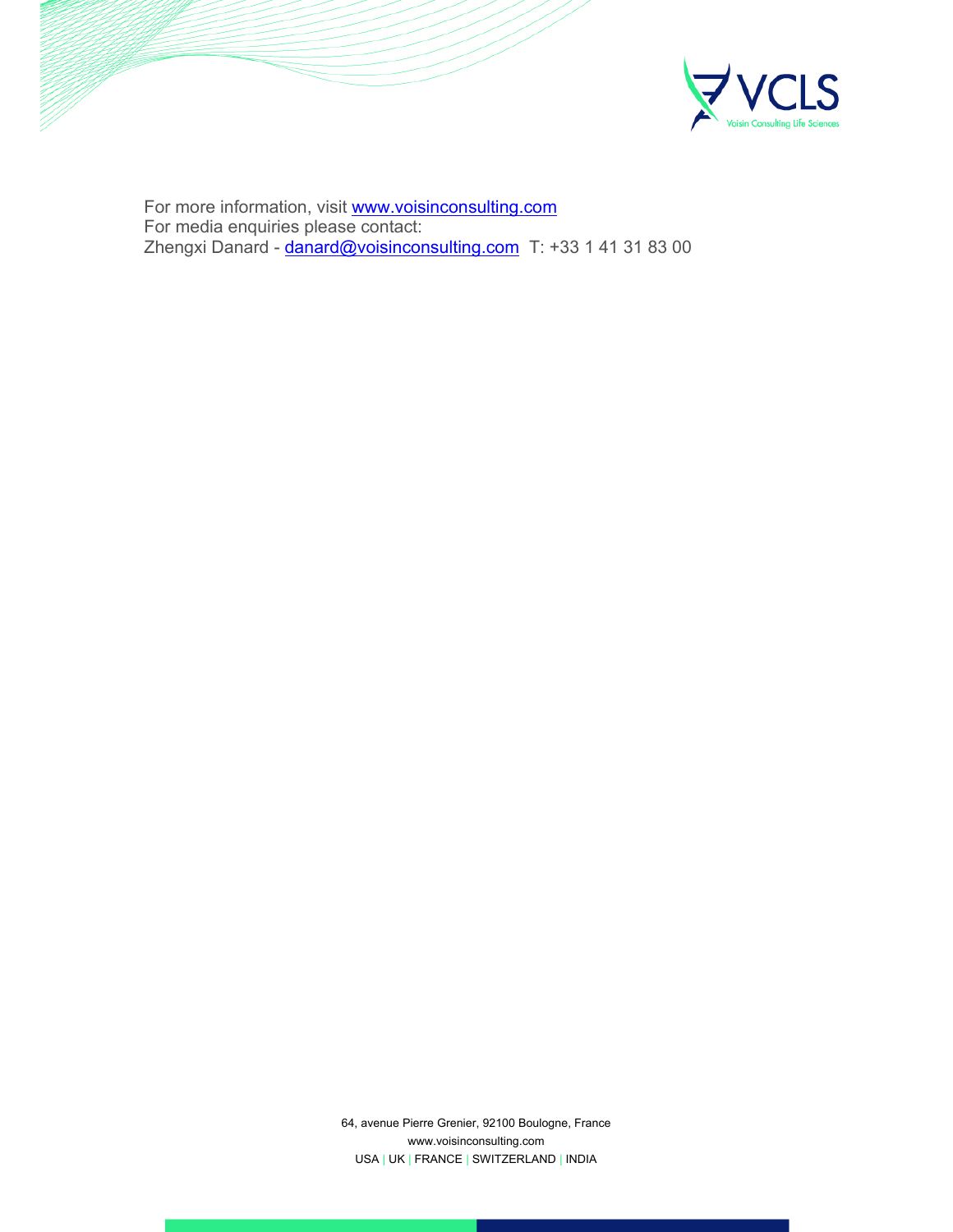For more information, visit www.voisinconsulting.com
For media enquiries please contact:
Zhengxi Danard - danard@voisinconsulting.com T: +33 1 41 31 83 00